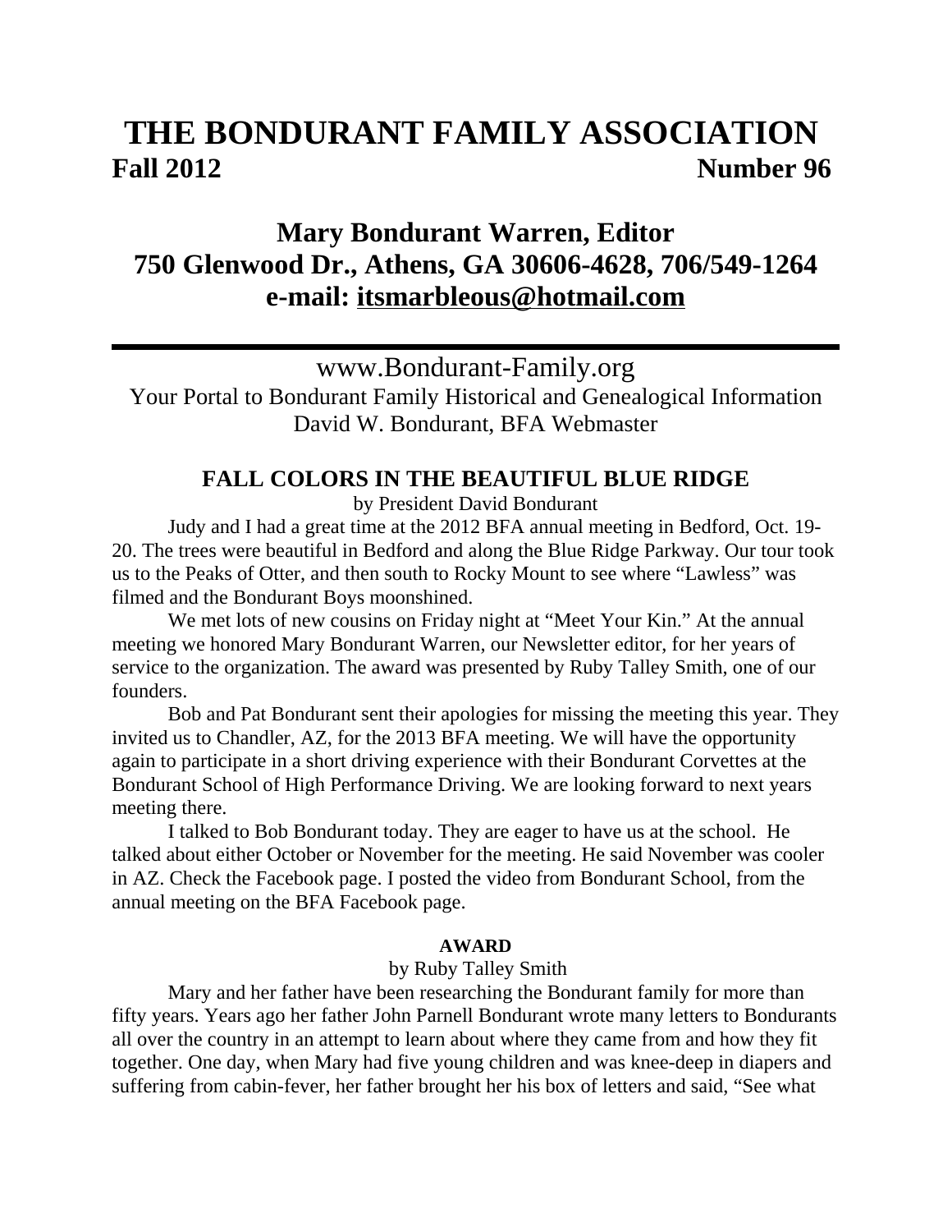# THE BONDURANT FAMILY ASSOCIATION

**Fall 2012** **Number 96**

## Mary Bondurant Warren, Editor
## 750 Glenwood Dr., Athens, GA 30606-4628, 706/549-1264
## e-mail: itsmarbleous@hotmail.com

---

www.Bondurant-Family.org

Your Portal to Bondurant Family Historical and Genealogical Information

David W. Bondurant, BFA Webmaster

### FALL COLORS IN THE BEAUTIFUL BLUE RIDGE

by President David Bondurant

Judy and I had a great time at the 2012 BFA annual meeting in Bedford, Oct. 19-20. The trees were beautiful in Bedford and along the Blue Ridge Parkway. Our tour took us to the Peaks of Otter, and then south to Rocky Mount to see where "Lawless" was filmed and the Bondurant Boys moonshined.

We met lots of new cousins on Friday night at "Meet Your Kin." At the annual meeting we honored Mary Bondurant Warren, our Newsletter editor, for her years of service to the organization. The award was presented by Ruby Talley Smith, one of our founders.

Bob and Pat Bondurant sent their apologies for missing the meeting this year. They invited us to Chandler, AZ, for the 2013 BFA meeting. We will have the opportunity again to participate in a short driving experience with their Bondurant Corvettes at the Bondurant School of High Performance Driving. We are looking forward to next years meeting there.

I talked to Bob Bondurant today. They are eager to have us at the school. He talked about either October or November for the meeting. He said November was cooler in AZ. Check the Facebook page. I posted the video from Bondurant School, from the annual meeting on the BFA Facebook page.

#### AWARD

by Ruby Talley Smith

Mary and her father have been researching the Bondurant family for more than fifty years. Years ago her father John Parnell Bondurant wrote many letters to Bondurants all over the country in an attempt to learn about where they came from and how they fit together. One day, when Mary had five young children and was knee-deep in diapers and suffering from cabin-fever, her father brought her his box of letters and said, "See what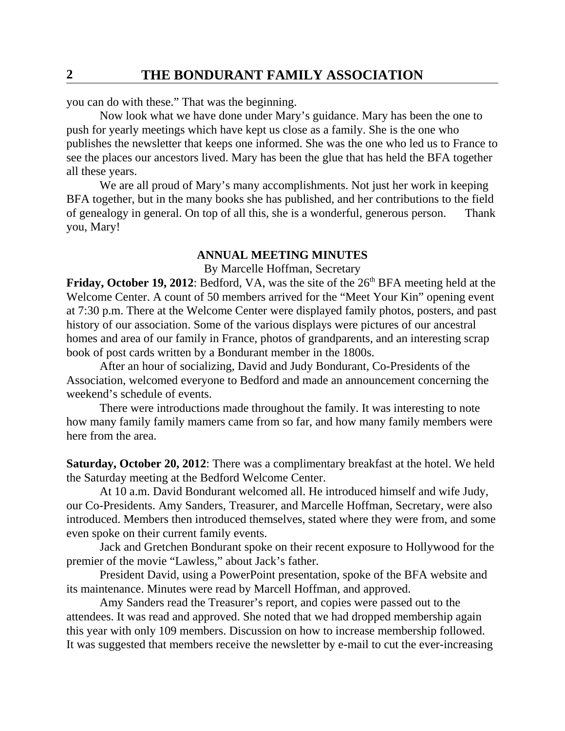you can do with these." That was the beginning.

Now look what we have done under Mary's guidance. Mary has been the one to push for yearly meetings which have kept us close as a family. She is the one who publishes the newsletter that keeps one informed. She was the one who led us to France to see the places our ancestors lived. Mary has been the glue that has held the BFA together all these years.

We are all proud of Mary's many accomplishments. Not just her work in keeping BFA together, but in the many books she has published, and her contributions to the field of genealogy in general. On top of all this, she is a wonderful, generous person. Thank you, Mary!

## ANNUAL MEETING MINUTES

By Marcelle Hoffman, Secretary

**Friday, October 19, 2012**: Bedford, VA, was the site of the 26th BFA meeting held at the Welcome Center. A count of 50 members arrived for the "Meet Your Kin" opening event at 7:30 p.m. There at the Welcome Center were displayed family photos, posters, and past history of our association. Some of the various displays were pictures of our ancestral homes and area of our family in France, photos of grandparents, and an interesting scrap book of post cards written by a Bondurant member in the 1800s.

After an hour of socializing, David and Judy Bondurant, Co-Presidents of the Association, welcomed everyone to Bedford and made an announcement concerning the weekend's schedule of events.

There were introductions made throughout the family. It was interesting to note how many family family mamers came from so far, and how many family members were here from the area.

**Saturday, October 20, 2012**: There was a complimentary breakfast at the hotel. We held the Saturday meeting at the Bedford Welcome Center.

At 10 a.m. David Bondurant welcomed all. He introduced himself and wife Judy, our Co-Presidents. Amy Sanders, Treasurer, and Marcelle Hoffman, Secretary, were also introduced. Members then introduced themselves, stated where they were from, and some even spoke on their current family events.

Jack and Gretchen Bondurant spoke on their recent exposure to Hollywood for the premier of the movie "Lawless," about Jack's father.

President David, using a PowerPoint presentation, spoke of the BFA website and its maintenance. Minutes were read by Marcell Hoffman, and approved.

Amy Sanders read the Treasurer's report, and copies were passed out to the attendees. It was read and approved. She noted that we had dropped membership again this year with only 109 members. Discussion on how to increase membership followed. It was suggested that members receive the newsletter by e-mail to cut the ever-increasing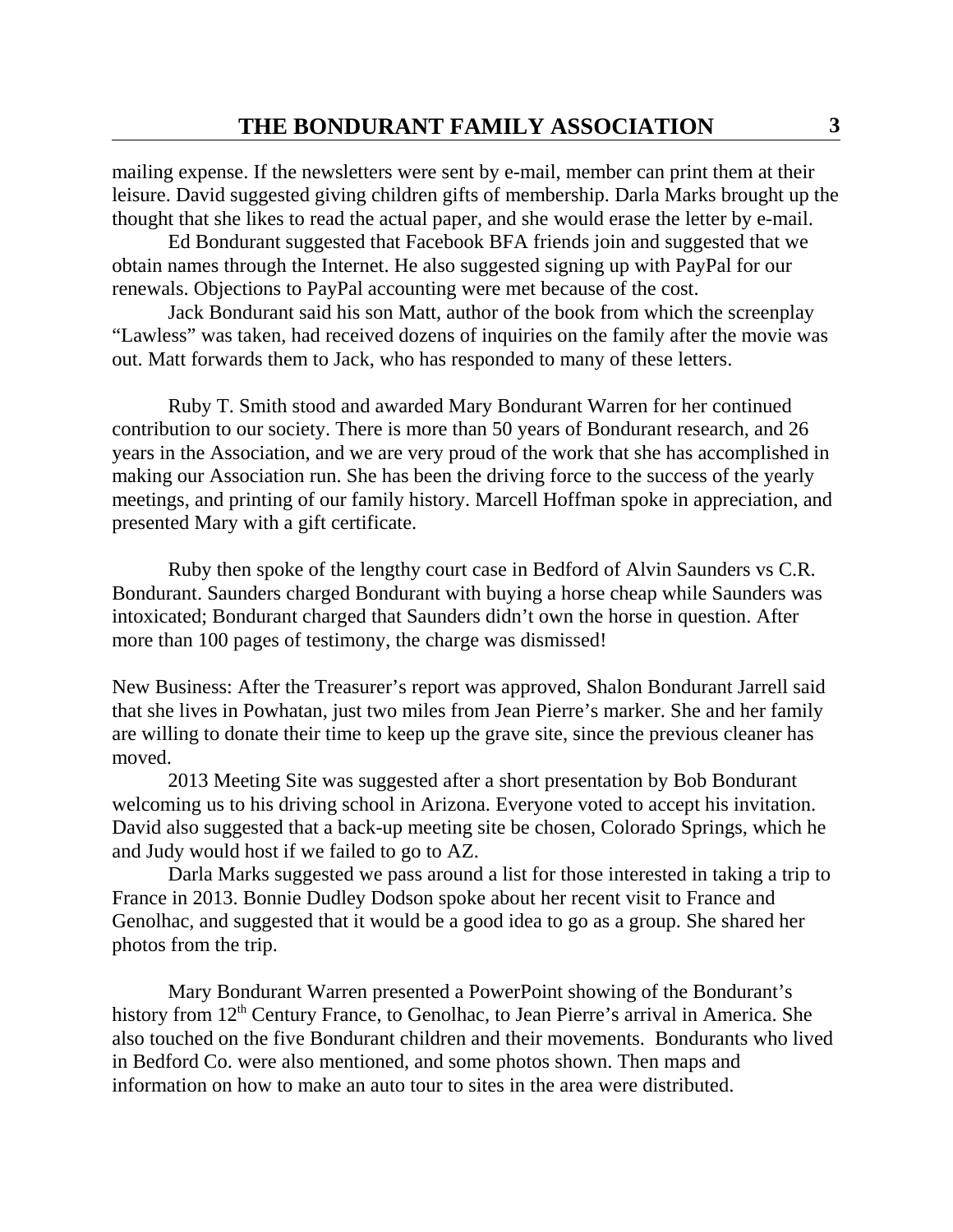mailing expense. If the newsletters were sent by e-mail, member can print them at their leisure. David suggested giving children gifts of membership. Darla Marks brought up the thought that she likes to read the actual paper, and she would erase the letter by e-mail.

Ed Bondurant suggested that Facebook BFA friends join and suggested that we obtain names through the Internet. He also suggested signing up with PayPal for our renewals. Objections to PayPal accounting were met because of the cost.

Jack Bondurant said his son Matt, author of the book from which the screenplay "Lawless" was taken, had received dozens of inquiries on the family after the movie was out. Matt forwards them to Jack, who has responded to many of these letters.

Ruby T. Smith stood and awarded Mary Bondurant Warren for her continued contribution to our society. There is more than 50 years of Bondurant research, and 26 years in the Association, and we are very proud of the work that she has accomplished in making our Association run. She has been the driving force to the success of the yearly meetings, and printing of our family history. Marcell Hoffman spoke in appreciation, and presented Mary with a gift certificate.

Ruby then spoke of the lengthy court case in Bedford of Alvin Saunders vs C.R. Bondurant. Saunders charged Bondurant with buying a horse cheap while Saunders was intoxicated; Bondurant charged that Saunders didn't own the horse in question. After more than 100 pages of testimony, the charge was dismissed!

New Business: After the Treasurer's report was approved, Shalon Bondurant Jarrell said that she lives in Powhatan, just two miles from Jean Pierre's marker. She and her family are willing to donate their time to keep up the grave site, since the previous cleaner has moved.

2013 Meeting Site was suggested after a short presentation by Bob Bondurant welcoming us to his driving school in Arizona. Everyone voted to accept his invitation. David also suggested that a back-up meeting site be chosen, Colorado Springs, which he and Judy would host if we failed to go to AZ.

Darla Marks suggested we pass around a list for those interested in taking a trip to France in 2013. Bonnie Dudley Dodson spoke about her recent visit to France and Genolhac, and suggested that it would be a good idea to go as a group. She shared her photos from the trip.

Mary Bondurant Warren presented a PowerPoint showing of the Bondurant's history from 12th Century France, to Genolhac, to Jean Pierre's arrival in America. She also touched on the five Bondurant children and their movements. Bondurants who lived in Bedford Co. were also mentioned, and some photos shown. Then maps and information on how to make an auto tour to sites in the area were distributed.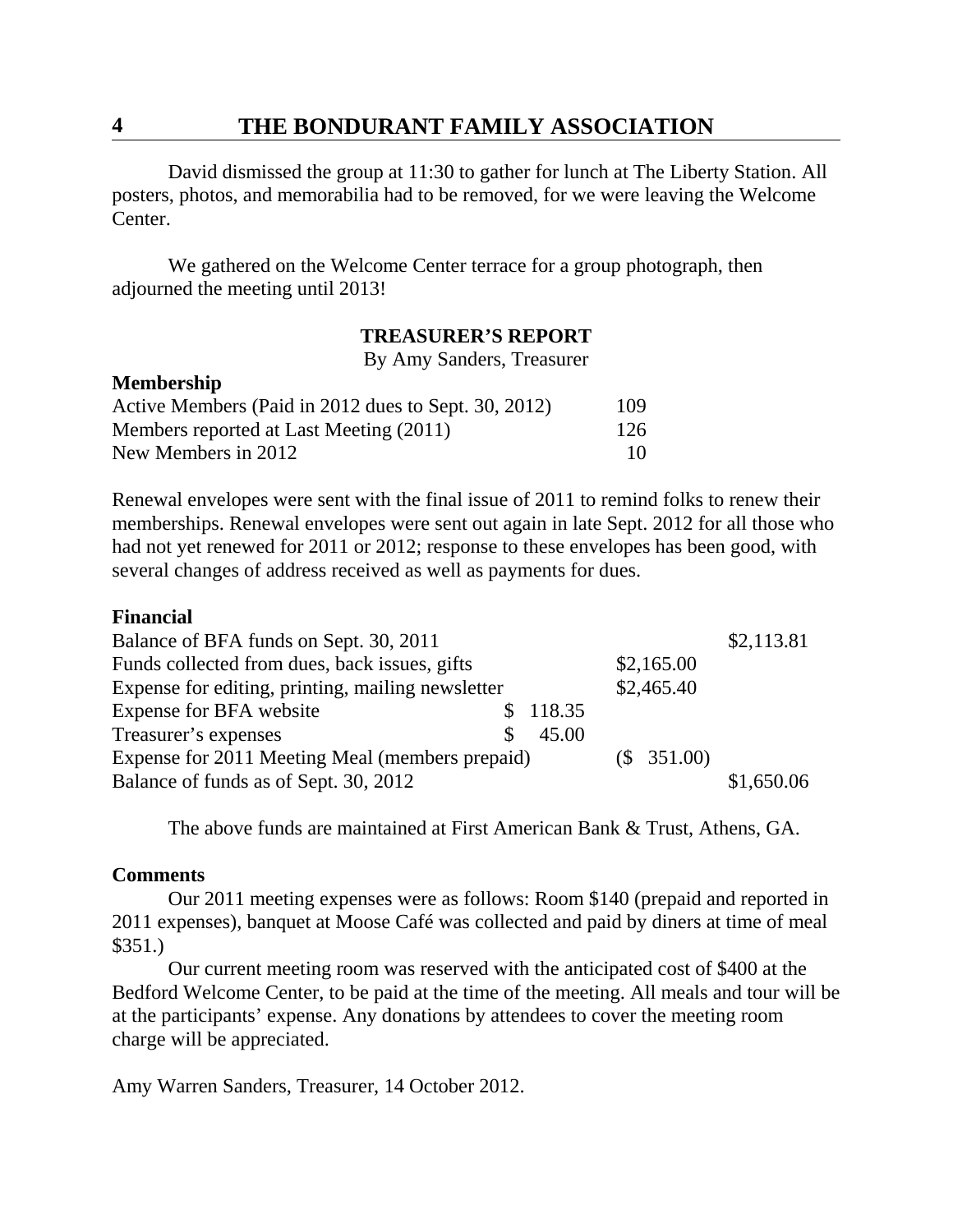David dismissed the group at 11:30 to gather for lunch at The Liberty Station. All posters, photos, and memorabilia had to be removed, for we were leaving the Welcome Center.

We gathered on the Welcome Center terrace for a group photograph, then adjourned the meeting until 2013!

## TREASURER'S REPORT

By Amy Sanders, Treasurer

**Membership**

| | |
|---|---|
| Active Members (Paid in 2012 dues to Sept. 30, 2012) | 109 |
| Members reported at Last Meeting (2011) | 126 |
| New Members in 2012 | 10 |

Renewal envelopes were sent with the final issue of 2011 to remind folks to renew their memberships. Renewal envelopes were sent out again in late Sept. 2012 for all those who had not yet renewed for 2011 or 2012; response to these envelopes has been good, with several changes of address received as well as payments for dues.

**Financial**

| | | | |
|---|---|---|---|
| Balance of BFA funds on Sept. 30, 2011 | | | $2,113.81 |
| Funds collected from dues, back issues, gifts | | $2,165.00 | |
| Expense for editing, printing, mailing newsletter | | $2,465.40 | |
| Expense for BFA website | $ 118.35 | | |
| Treasurer's expenses | $ 45.00 | | |
| Expense for 2011 Meeting Meal (members prepaid) | | ($ 351.00) | |
| Balance of funds as of Sept. 30, 2012 | | | $1,650.06 |

The above funds are maintained at First American Bank & Trust, Athens, GA.

**Comments**

Our 2011 meeting expenses were as follows: Room $140 (prepaid and reported in 2011 expenses), banquet at Moose Café was collected and paid by diners at time of meal $351.)

Our current meeting room was reserved with the anticipated cost of $400 at the Bedford Welcome Center, to be paid at the time of the meeting. All meals and tour will be at the participants' expense. Any donations by attendees to cover the meeting room charge will be appreciated.

Amy Warren Sanders, Treasurer, 14 October 2012.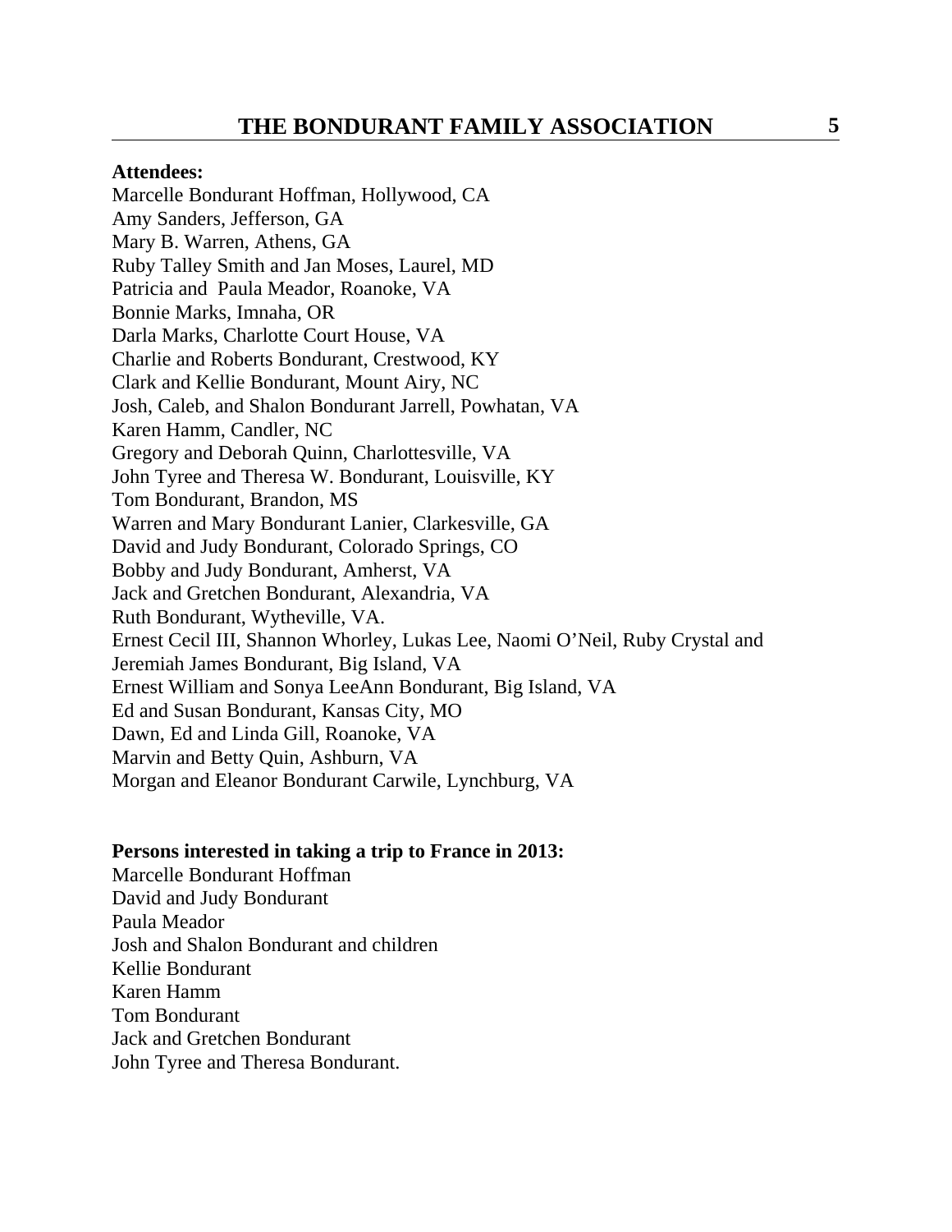**Attendees:**

Marcelle Bondurant Hoffman, Hollywood, CA
Amy Sanders, Jefferson, GA
Mary B. Warren, Athens, GA
Ruby Talley Smith and Jan Moses, Laurel, MD
Patricia and Paula Meador, Roanoke, VA
Bonnie Marks, Imnaha, OR
Darla Marks, Charlotte Court House, VA
Charlie and Roberts Bondurant, Crestwood, KY
Clark and Kellie Bondurant, Mount Airy, NC
Josh, Caleb, and Shalon Bondurant Jarrell, Powhatan, VA
Karen Hamm, Candler, NC
Gregory and Deborah Quinn, Charlottesville, VA
John Tyree and Theresa W. Bondurant, Louisville, KY
Tom Bondurant, Brandon, MS
Warren and Mary Bondurant Lanier, Clarkesville, GA
David and Judy Bondurant, Colorado Springs, CO
Bobby and Judy Bondurant, Amherst, VA
Jack and Gretchen Bondurant, Alexandria, VA
Ruth Bondurant, Wytheville, VA.
Ernest Cecil III, Shannon Whorley, Lukas Lee, Naomi O'Neil, Ruby Crystal and Jeremiah James Bondurant, Big Island, VA
Ernest William and Sonya LeeAnn Bondurant, Big Island, VA
Ed and Susan Bondurant, Kansas City, MO
Dawn, Ed and Linda Gill, Roanoke, VA
Marvin and Betty Quin, Ashburn, VA
Morgan and Eleanor Bondurant Carwile, Lynchburg, VA

**Persons interested in taking a trip to France in 2013:**

Marcelle Bondurant Hoffman
David and Judy Bondurant
Paula Meador
Josh and Shalon Bondurant and children
Kellie Bondurant
Karen Hamm
Tom Bondurant
Jack and Gretchen Bondurant
John Tyree and Theresa Bondurant.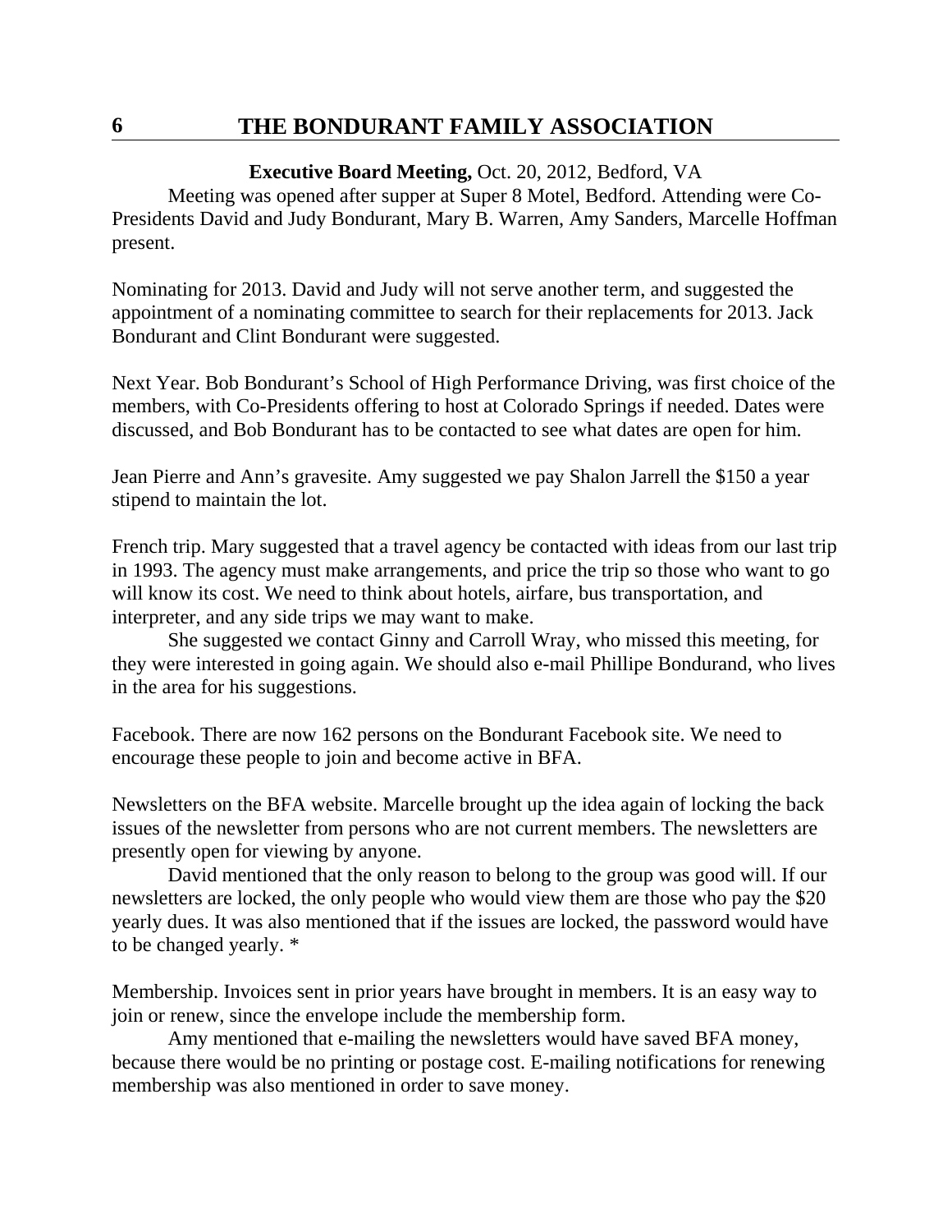**Executive Board Meeting,** Oct. 20, 2012, Bedford, VA

Meeting was opened after supper at Super 8 Motel, Bedford. Attending were Co-Presidents David and Judy Bondurant, Mary B. Warren, Amy Sanders, Marcelle Hoffman present.

Nominating for 2013. David and Judy will not serve another term, and suggested the appointment of a nominating committee to search for their replacements for 2013. Jack Bondurant and Clint Bondurant were suggested.

Next Year. Bob Bondurant's School of High Performance Driving, was first choice of the members, with Co-Presidents offering to host at Colorado Springs if needed. Dates were discussed, and Bob Bondurant has to be contacted to see what dates are open for him.

Jean Pierre and Ann's gravesite. Amy suggested we pay Shalon Jarrell the $150 a year stipend to maintain the lot.

French trip. Mary suggested that a travel agency be contacted with ideas from our last trip in 1993. The agency must make arrangements, and price the trip so those who want to go will know its cost. We need to think about hotels, airfare, bus transportation, and interpreter, and any side trips we may want to make.

She suggested we contact Ginny and Carroll Wray, who missed this meeting, for they were interested in going again. We should also e-mail Phillipe Bondurand, who lives in the area for his suggestions.

Facebook. There are now 162 persons on the Bondurant Facebook site. We need to encourage these people to join and become active in BFA.

Newsletters on the BFA website. Marcelle brought up the idea again of locking the back issues of the newsletter from persons who are not current members. The newsletters are presently open for viewing by anyone.

David mentioned that the only reason to belong to the group was good will. If our newsletters are locked, the only people who would view them are those who pay the $20 yearly dues. It was also mentioned that if the issues are locked, the password would have to be changed yearly. *

Membership. Invoices sent in prior years have brought in members. It is an easy way to join or renew, since the envelope include the membership form.

Amy mentioned that e-mailing the newsletters would have saved BFA money, because there would be no printing or postage cost. E-mailing notifications for renewing membership was also mentioned in order to save money.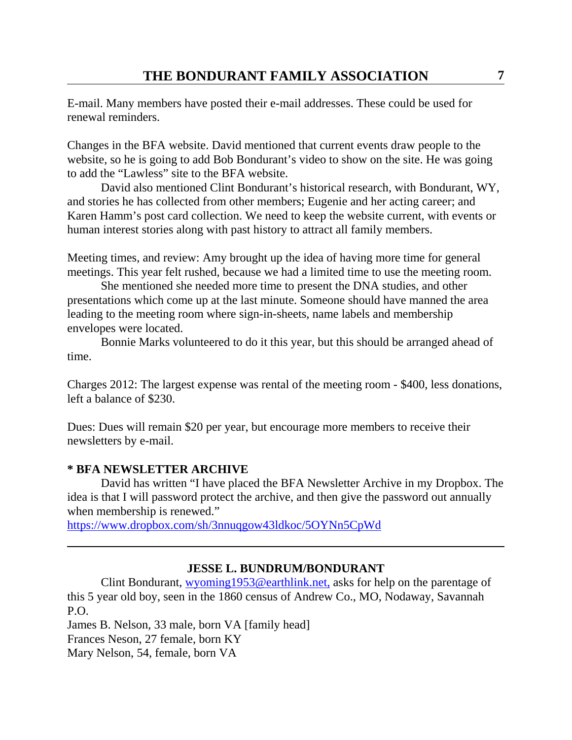E-mail. Many members have posted their e-mail addresses. These could be used for renewal reminders.

Changes in the BFA website. David mentioned that current events draw people to the website, so he is going to add Bob Bondurant's video to show on the site. He was going to add the "Lawless" site to the BFA website.

David also mentioned Clint Bondurant's historical research, with Bondurant, WY, and stories he has collected from other members; Eugenie and her acting career; and Karen Hamm's post card collection. We need to keep the website current, with events or human interest stories along with past history to attract all family members.

Meeting times, and review: Amy brought up the idea of having more time for general meetings. This year felt rushed, because we had a limited time to use the meeting room.

She mentioned she needed more time to present the DNA studies, and other presentations which come up at the last minute. Someone should have manned the area leading to the meeting room where sign-in-sheets, name labels and membership envelopes were located.

Bonnie Marks volunteered to do it this year, but this should be arranged ahead of time.

Charges 2012: The largest expense was rental of the meeting room - $400, less donations, left a balance of $230.

Dues: Dues will remain $20 per year, but encourage more members to receive their newsletters by e-mail.

**\* BFA NEWSLETTER ARCHIVE**

David has written "I have placed the BFA Newsletter Archive in my Dropbox. The idea is that I will password protect the archive, and then give the password out annually when membership is renewed."
https://www.dropbox.com/sh/3nnuqgow43ldkoc/5OYNn5CpWd

---

### JESSE L. BUNDRUM/BONDURANT

Clint Bondurant, wyoming1953@earthlink.net, asks for help on the parentage of this 5 year old boy, seen in the 1860 census of Andrew Co., MO, Nodaway, Savannah P.O.

James B. Nelson, 33 male, born VA [family head]
Frances Neson, 27 female, born KY
Mary Nelson, 54, female, born VA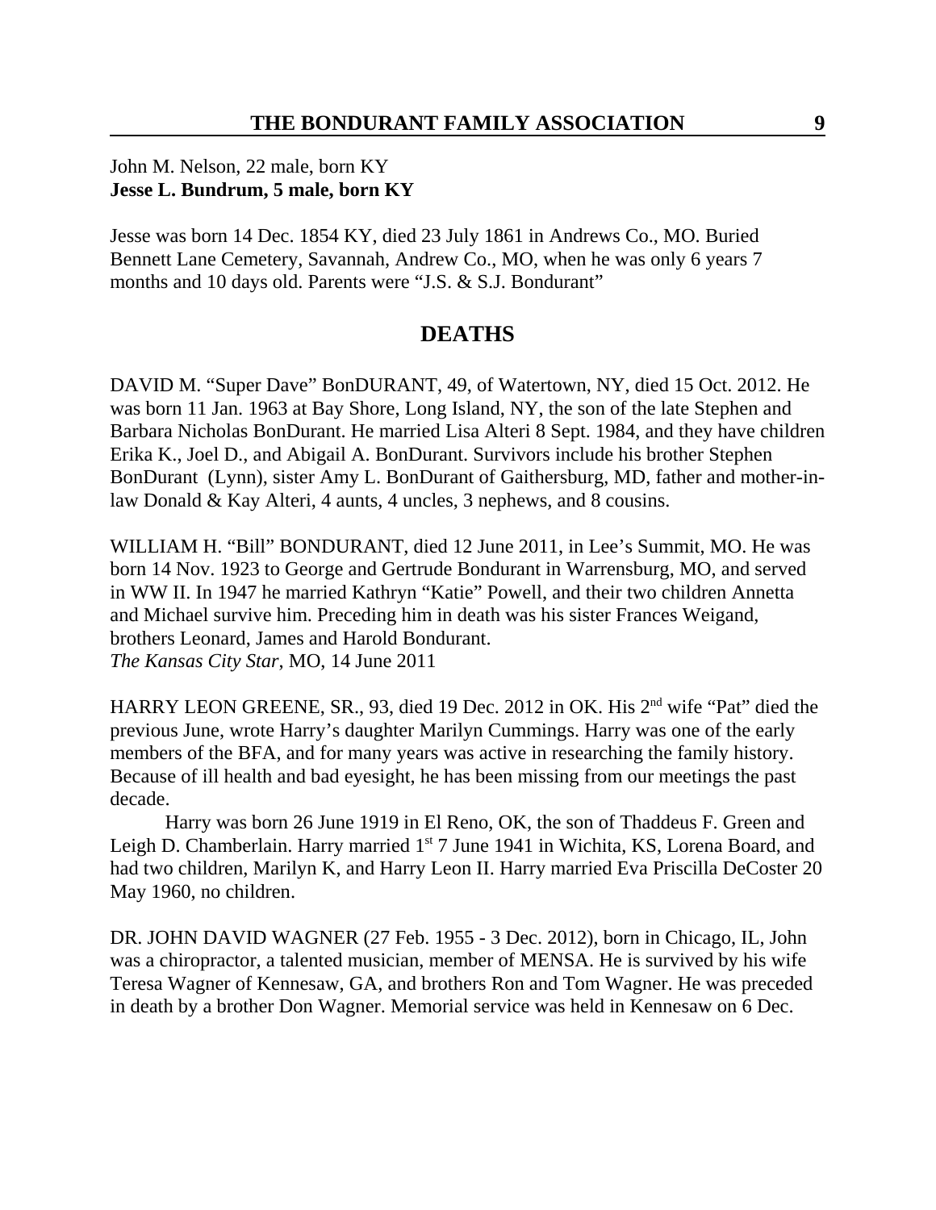John M. Nelson, 22 male, born KY
**Jesse L. Bundrum, 5 male, born KY**

Jesse was born 14 Dec. 1854 KY, died 23 July 1861 in Andrews Co., MO. Buried Bennett Lane Cemetery, Savannah, Andrew Co., MO, when he was only 6 years 7 months and 10 days old. Parents were "J.S. & S.J. Bondurant"

## DEATHS

DAVID M. "Super Dave" BonDURANT, 49, of Watertown, NY, died 15 Oct. 2012. He was born 11 Jan. 1963 at Bay Shore, Long Island, NY, the son of the late Stephen and Barbara Nicholas BonDurant. He married Lisa Alteri 8 Sept. 1984, and they have children Erika K., Joel D., and Abigail A. BonDurant. Survivors include his brother Stephen BonDurant (Lynn), sister Amy L. BonDurant of Gaithersburg, MD, father and mother-in-law Donald & Kay Alteri, 4 aunts, 4 uncles, 3 nephews, and 8 cousins.

WILLIAM H. "Bill" BONDURANT, died 12 June 2011, in Lee's Summit, MO. He was born 14 Nov. 1923 to George and Gertrude Bondurant in Warrensburg, MO, and served in WW II. In 1947 he married Kathryn "Katie" Powell, and their two children Annetta and Michael survive him. Preceding him in death was his sister Frances Weigand, brothers Leonard, James and Harold Bondurant.
*The Kansas City Star*, MO, 14 June 2011

HARRY LEON GREENE, SR., 93, died 19 Dec. 2012 in OK. His 2nd wife "Pat" died the previous June, wrote Harry's daughter Marilyn Cummings. Harry was one of the early members of the BFA, and for many years was active in researching the family history. Because of ill health and bad eyesight, he has been missing from our meetings the past decade.

Harry was born 26 June 1919 in El Reno, OK, the son of Thaddeus F. Green and Leigh D. Chamberlain. Harry married 1st 7 June 1941 in Wichita, KS, Lorena Board, and had two children, Marilyn K, and Harry Leon II. Harry married Eva Priscilla DeCoster 20 May 1960, no children.

DR. JOHN DAVID WAGNER (27 Feb. 1955 - 3 Dec. 2012), born in Chicago, IL, John was a chiropractor, a talented musician, member of MENSA. He is survived by his wife Teresa Wagner of Kennesaw, GA, and brothers Ron and Tom Wagner. He was preceded in death by a brother Don Wagner. Memorial service was held in Kennesaw on 6 Dec.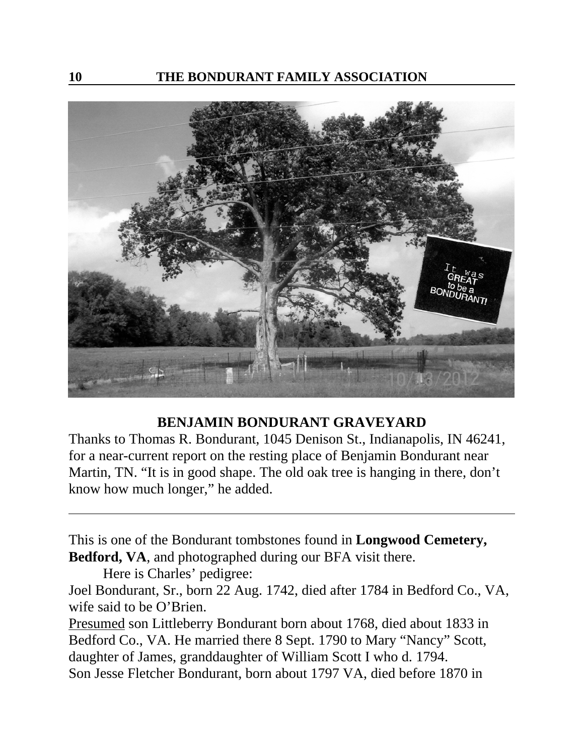## BENJAMIN BONDURANT GRAVEYARD

Thanks to Thomas R. Bondurant, 1045 Denison St., Indianapolis, IN 46241, for a near-current report on the resting place of Benjamin Bondurant near Martin, TN. "It is in good shape. The old oak tree is hanging in there, don't know how much longer," he added.

---

This is one of the Bondurant tombstones found in **Longwood Cemetery, Bedford, VA**, and photographed during our BFA visit there.

Here is Charles' pedigree:

Joel Bondurant, Sr., born 22 Aug. 1742, died after 1784 in Bedford Co., VA, wife said to be O'Brien.

<u>Presumed</u> son Littleberry Bondurant born about 1768, died about 1833 in Bedford Co., VA. He married there 8 Sept. 1790 to Mary "Nancy" Scott, daughter of James, granddaughter of William Scott I who d. 1794.

Son Jesse Fletcher Bondurant, born about 1797 VA, died before 1870 in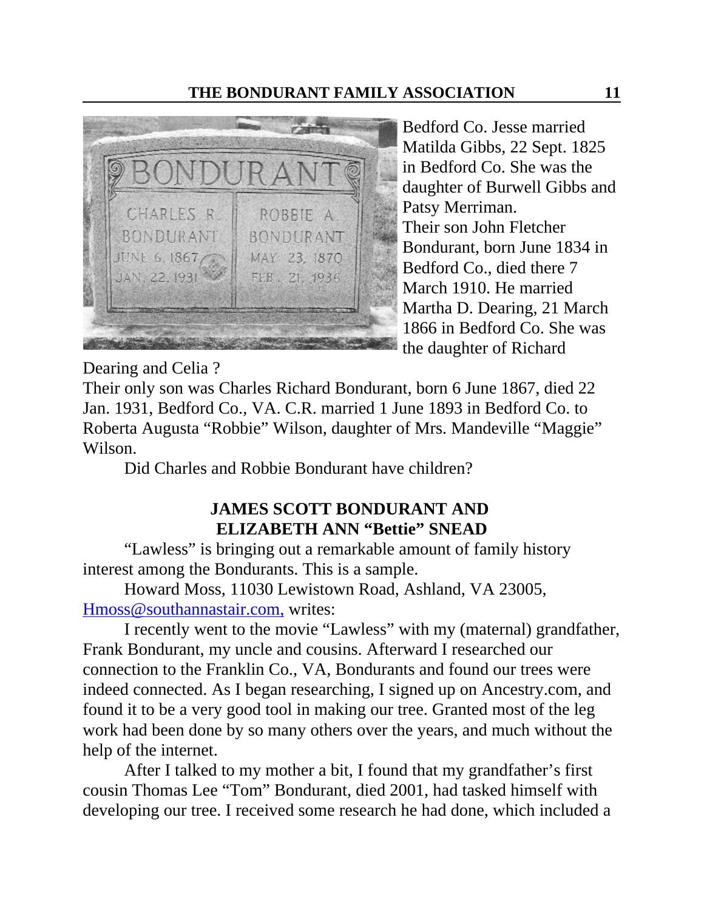Bedford Co. Jesse married Matilda Gibbs, 22 Sept. 1825 in Bedford Co. She was the daughter of Burwell Gibbs and Patsy Merriman.

Their son John Fletcher Bondurant, born June 1834 in Bedford Co., died there 7 March 1910. He married Martha D. Dearing, 21 March 1866 in Bedford Co. She was the daughter of Richard Dearing and Celia ?

Their only son was Charles Richard Bondurant, born 6 June 1867, died 22 Jan. 1931, Bedford Co., VA. C.R. married 1 June 1893 in Bedford Co. to Roberta Augusta "Robbie" Wilson, daughter of Mrs. Mandeville "Maggie" Wilson.

Did Charles and Robbie Bondurant have children?

## JAMES SCOTT BONDURANT AND ELIZABETH ANN "Bettie" SNEAD

"Lawless" is bringing out a remarkable amount of family history interest among the Bondurants. This is a sample.

Howard Moss, 11030 Lewistown Road, Ashland, VA 23005, Hmoss@southannastair.com, writes:

I recently went to the movie "Lawless" with my (maternal) grandfather, Frank Bondurant, my uncle and cousins. Afterward I researched our connection to the Franklin Co., VA, Bondurants and found our trees were indeed connected. As I began researching, I signed up on Ancestry.com, and found it to be a very good tool in making our tree. Granted most of the leg work had been done by so many others over the years, and much without the help of the internet.

After I talked to my mother a bit, I found that my grandfather's first cousin Thomas Lee "Tom" Bondurant, died 2001, had tasked himself with developing our tree. I received some research he had done, which included a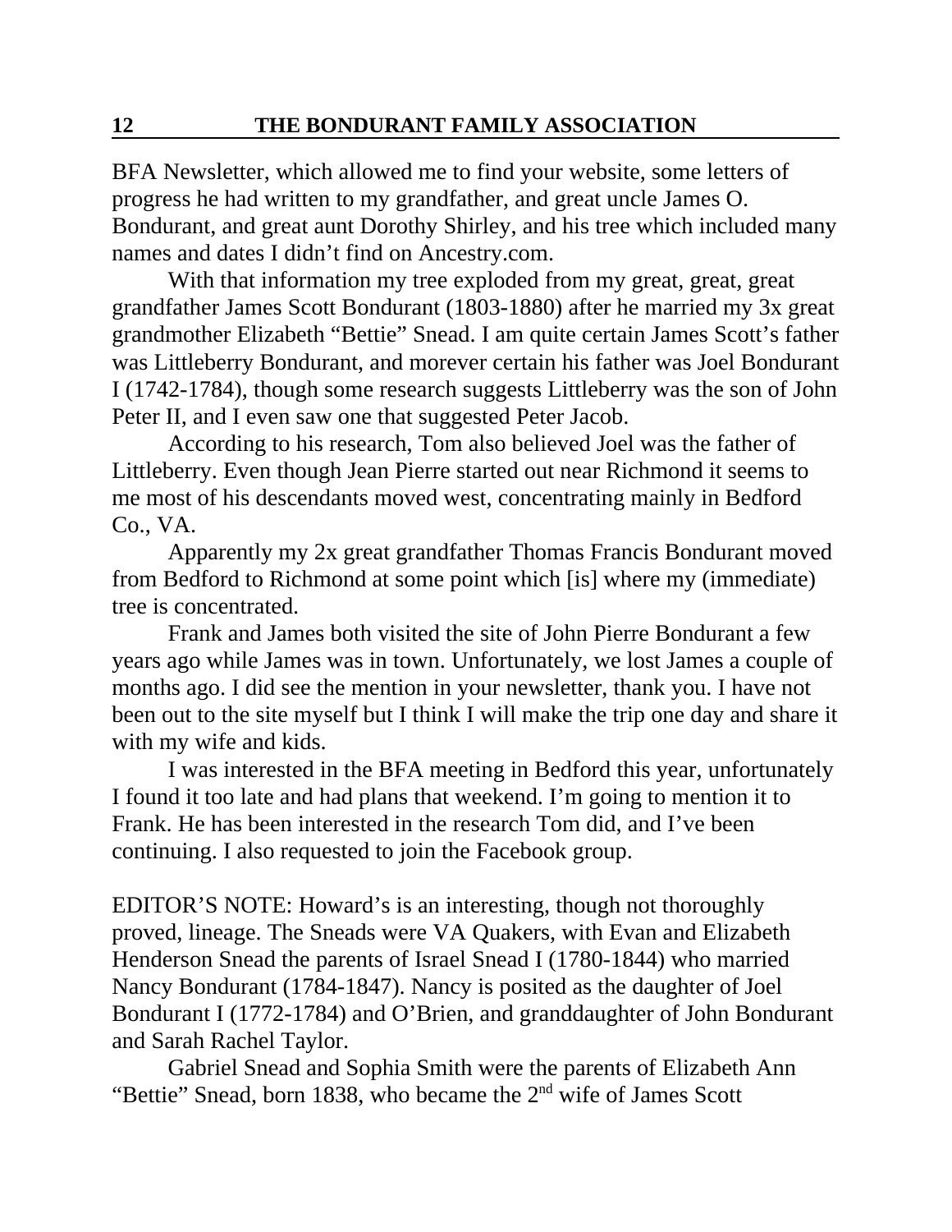BFA Newsletter, which allowed me to find your website, some letters of progress he had written to my grandfather, and great uncle James O. Bondurant, and great aunt Dorothy Shirley, and his tree which included many names and dates I didn't find on Ancestry.com.

With that information my tree exploded from my great, great, great grandfather James Scott Bondurant (1803-1880) after he married my 3x great grandmother Elizabeth "Bettie" Snead. I am quite certain James Scott's father was Littleberry Bondurant, and morever certain his father was Joel Bondurant I (1742-1784), though some research suggests Littleberry was the son of John Peter II, and I even saw one that suggested Peter Jacob.

According to his research, Tom also believed Joel was the father of Littleberry. Even though Jean Pierre started out near Richmond it seems to me most of his descendants moved west, concentrating mainly in Bedford Co., VA.

Apparently my 2x great grandfather Thomas Francis Bondurant moved from Bedford to Richmond at some point which [is] where my (immediate) tree is concentrated.

Frank and James both visited the site of John Pierre Bondurant a few years ago while James was in town. Unfortunately, we lost James a couple of months ago. I did see the mention in your newsletter, thank you. I have not been out to the site myself but I think I will make the trip one day and share it with my wife and kids.

I was interested in the BFA meeting in Bedford this year, unfortunately I found it too late and had plans that weekend. I'm going to mention it to Frank. He has been interested in the research Tom did, and I've been continuing. I also requested to join the Facebook group.

EDITOR'S NOTE: Howard's is an interesting, though not thoroughly proved, lineage. The Sneads were VA Quakers, with Evan and Elizabeth Henderson Snead the parents of Israel Snead I (1780-1844) who married Nancy Bondurant (1784-1847). Nancy is posited as the daughter of Joel Bondurant I (1772-1784) and O'Brien, and granddaughter of John Bondurant and Sarah Rachel Taylor.

Gabriel Snead and Sophia Smith were the parents of Elizabeth Ann "Bettie" Snead, born 1838, who became the 2nd wife of James Scott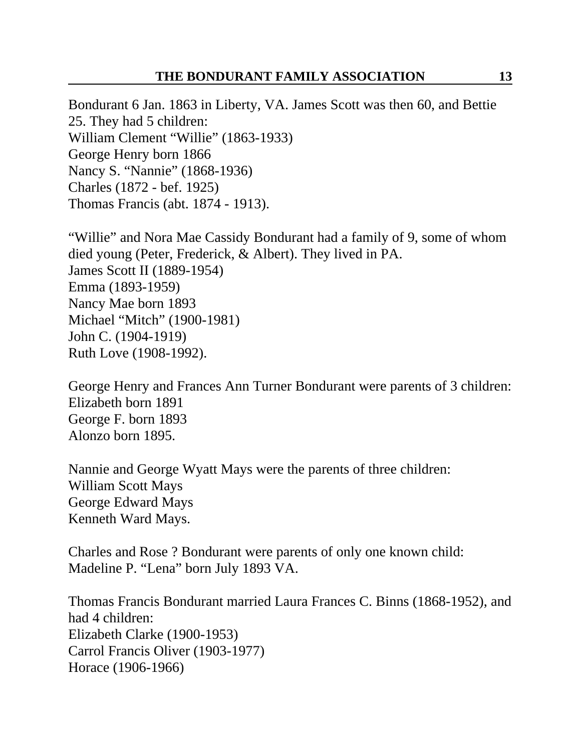Bondurant 6 Jan. 1863 in Liberty, VA. James Scott was then 60, and Bettie 25. They had 5 children:
William Clement "Willie" (1863-1933)
George Henry born 1866
Nancy S. "Nannie" (1868-1936)
Charles (1872 - bef. 1925)
Thomas Francis (abt. 1874 - 1913).

"Willie" and Nora Mae Cassidy Bondurant had a family of 9, some of whom died young (Peter, Frederick, & Albert). They lived in PA.
James Scott II (1889-1954)
Emma (1893-1959)
Nancy Mae born 1893
Michael "Mitch" (1900-1981)
John C. (1904-1919)
Ruth Love (1908-1992).

George Henry and Frances Ann Turner Bondurant were parents of 3 children:
Elizabeth born 1891
George F. born 1893
Alonzo born 1895.

Nannie and George Wyatt Mays were the parents of three children:
William Scott Mays
George Edward Mays
Kenneth Ward Mays.

Charles and Rose ? Bondurant were parents of only one known child:
Madeline P. "Lena" born July 1893 VA.

Thomas Francis Bondurant married Laura Frances C. Binns (1868-1952), and had 4 children:
Elizabeth Clarke (1900-1953)
Carrol Francis Oliver (1903-1977)
Horace (1906-1966)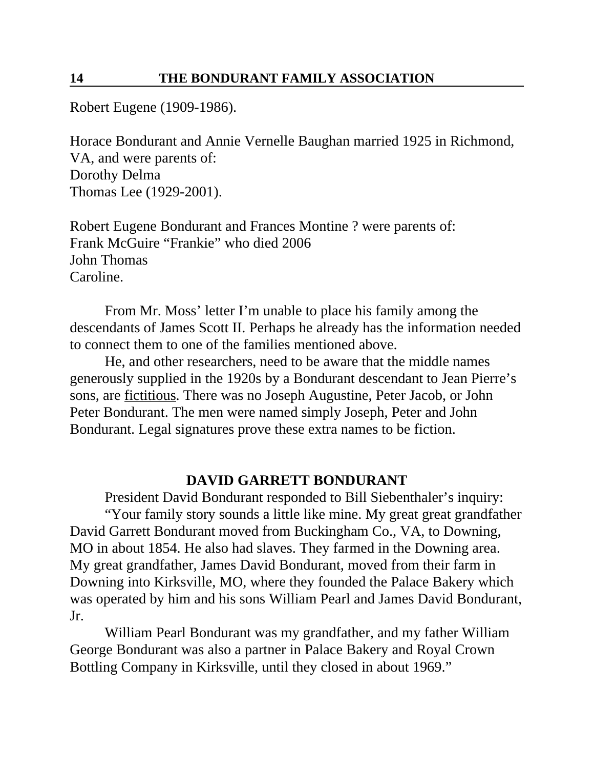Robert Eugene (1909-1986).

Horace Bondurant and Annie Vernelle Baughan married 1925 in Richmond, VA, and were parents of:
Dorothy Delma
Thomas Lee (1929-2001).

Robert Eugene Bondurant and Frances Montine ? were parents of:
Frank McGuire "Frankie" who died 2006
John Thomas
Caroline.

From Mr. Moss' letter I'm unable to place his family among the descendants of James Scott II. Perhaps he already has the information needed to connect them to one of the families mentioned above.

He, and other researchers, need to be aware that the middle names generously supplied in the 1920s by a Bondurant descendant to Jean Pierre's sons, are <u>fictitious</u>. There was no Joseph Augustine, Peter Jacob, or John Peter Bondurant. The men were named simply Joseph, Peter and John Bondurant. Legal signatures prove these extra names to be fiction.

## DAVID GARRETT BONDURANT

President David Bondurant responded to Bill Siebenthaler's inquiry:

"Your family story sounds a little like mine. My great great grandfather David Garrett Bondurant moved from Buckingham Co., VA, to Downing, MO in about 1854. He also had slaves. They farmed in the Downing area. My great grandfather, James David Bondurant, moved from their farm in Downing into Kirksville, MO, where they founded the Palace Bakery which was operated by him and his sons William Pearl and James David Bondurant, Jr.

William Pearl Bondurant was my grandfather, and my father William George Bondurant was also a partner in Palace Bakery and Royal Crown Bottling Company in Kirksville, until they closed in about 1969."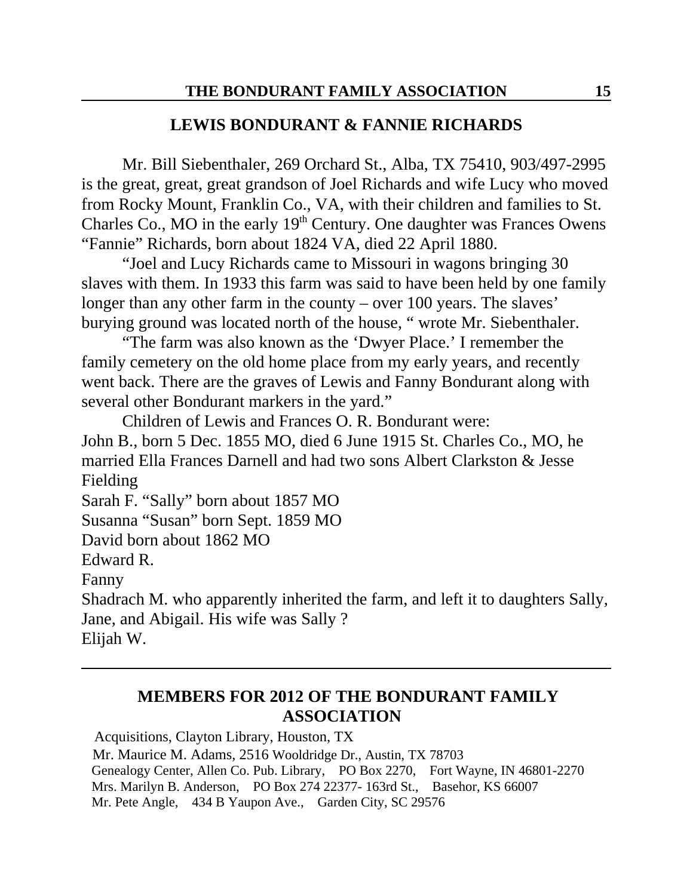## LEWIS BONDURANT & FANNIE RICHARDS

Mr. Bill Siebenthaler, 269 Orchard St., Alba, TX 75410, 903/497-2995 is the great, great, great grandson of Joel Richards and wife Lucy who moved from Rocky Mount, Franklin Co., VA, with their children and families to St. Charles Co., MO in the early 19th Century. One daughter was Frances Owens "Fannie" Richards, born about 1824 VA, died 22 April 1880.

"Joel and Lucy Richards came to Missouri in wagons bringing 30 slaves with them. In 1933 this farm was said to have been held by one family longer than any other farm in the county – over 100 years. The slaves' burying ground was located north of the house, " wrote Mr. Siebenthaler.

"The farm was also known as the 'Dwyer Place.' I remember the family cemetery on the old home place from my early years, and recently went back. There are the graves of Lewis and Fanny Bondurant along with several other Bondurant markers in the yard."

Children of Lewis and Frances O. R. Bondurant were:

John B., born 5 Dec. 1855 MO, died 6 June 1915 St. Charles Co., MO, he married Ella Frances Darnell and had two sons Albert Clarkston & Jesse Fielding

Sarah F. "Sally" born about 1857 MO

Susanna "Susan" born Sept. 1859 MO

David born about 1862 MO

Edward R.

Fanny

Shadrach M. who apparently inherited the farm, and left it to daughters Sally, Jane, and Abigail. His wife was Sally ?

Elijah W.

---

## MEMBERS FOR 2012 OF THE BONDURANT FAMILY ASSOCIATION

Acquisitions, Clayton Library, Houston, TX

Mr. Maurice M. Adams, 2516 Wooldridge Dr., Austin, TX 78703

Genealogy Center, Allen Co. Pub. Library, PO Box 2270, Fort Wayne, IN 46801-2270

Mrs. Marilyn B. Anderson, PO Box 274 22377- 163rd St., Basehor, KS 66007

Mr. Pete Angle, 434 B Yaupon Ave., Garden City, SC 29576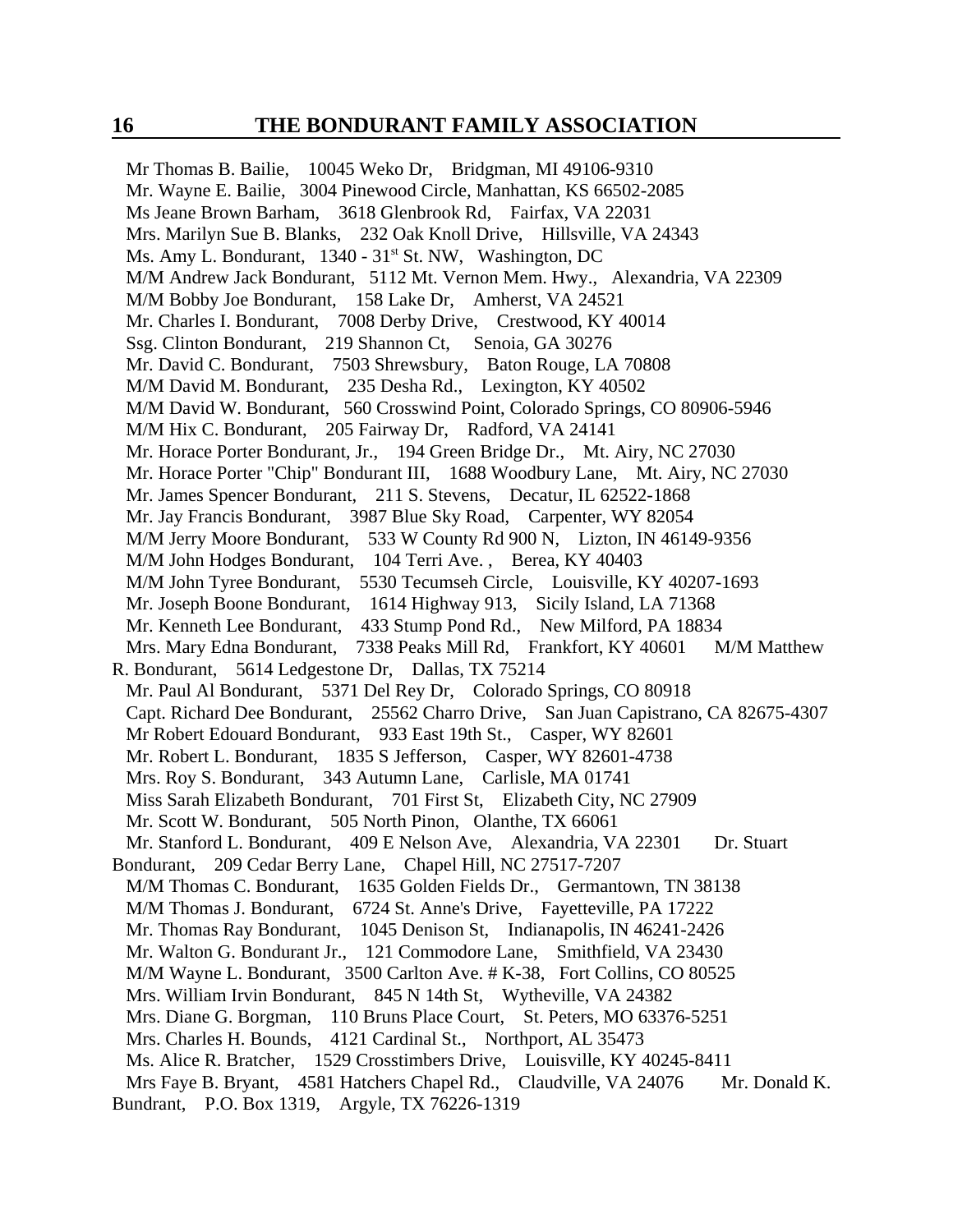Mr Thomas B. Bailie, 10045 Weko Dr, Bridgman, MI 49106-9310
Mr. Wayne E. Bailie, 3004 Pinewood Circle, Manhattan, KS 66502-2085
Ms Jeane Brown Barham, 3618 Glenbrook Rd, Fairfax, VA 22031
Mrs. Marilyn Sue B. Blanks, 232 Oak Knoll Drive, Hillsville, VA 24343
Ms. Amy L. Bondurant, 1340 - 31st St. NW, Washington, DC
M/M Andrew Jack Bondurant, 5112 Mt. Vernon Mem. Hwy., Alexandria, VA 22309
M/M Bobby Joe Bondurant, 158 Lake Dr, Amherst, VA 24521
Mr. Charles I. Bondurant, 7008 Derby Drive, Crestwood, KY 40014
Ssg. Clinton Bondurant, 219 Shannon Ct, Senoia, GA 30276
Mr. David C. Bondurant, 7503 Shrewsbury, Baton Rouge, LA 70808
M/M David M. Bondurant, 235 Desha Rd., Lexington, KY 40502
M/M David W. Bondurant, 560 Crosswind Point, Colorado Springs, CO 80906-5946
M/M Hix C. Bondurant, 205 Fairway Dr, Radford, VA 24141
Mr. Horace Porter Bondurant, Jr., 194 Green Bridge Dr., Mt. Airy, NC 27030
Mr. Horace Porter "Chip" Bondurant III, 1688 Woodbury Lane, Mt. Airy, NC 27030
Mr. James Spencer Bondurant, 211 S. Stevens, Decatur, IL 62522-1868
Mr. Jay Francis Bondurant, 3987 Blue Sky Road, Carpenter, WY 82054
M/M Jerry Moore Bondurant, 533 W County Rd 900 N, Lizton, IN 46149-9356
M/M John Hodges Bondurant, 104 Terri Ave. , Berea, KY 40403
M/M John Tyree Bondurant, 5530 Tecumseh Circle, Louisville, KY 40207-1693
Mr. Joseph Boone Bondurant, 1614 Highway 913, Sicily Island, LA 71368
Mr. Kenneth Lee Bondurant, 433 Stump Pond Rd., New Milford, PA 18834
Mrs. Mary Edna Bondurant, 7338 Peaks Mill Rd, Frankfort, KY 40601
M/M Matthew R. Bondurant, 5614 Ledgestone Dr, Dallas, TX 75214
Mr. Paul Al Bondurant, 5371 Del Rey Dr, Colorado Springs, CO 80918
Capt. Richard Dee Bondurant, 25562 Charro Drive, San Juan Capistrano, CA 82675-4307
Mr Robert Edouard Bondurant, 933 East 19th St., Casper, WY 82601
Mr. Robert L. Bondurant, 1835 S Jefferson, Casper, WY 82601-4738
Mrs. Roy S. Bondurant, 343 Autumn Lane, Carlisle, MA 01741
Miss Sarah Elizabeth Bondurant, 701 First St, Elizabeth City, NC 27909
Mr. Scott W. Bondurant, 505 North Pinon, Olanthe, TX 66061
Mr. Stanford L. Bondurant, 409 E Nelson Ave, Alexandria, VA 22301
Dr. Stuart Bondurant, 209 Cedar Berry Lane, Chapel Hill, NC 27517-7207
M/M Thomas C. Bondurant, 1635 Golden Fields Dr., Germantown, TN 38138
M/M Thomas J. Bondurant, 6724 St. Anne's Drive, Fayetteville, PA 17222
Mr. Thomas Ray Bondurant, 1045 Denison St, Indianapolis, IN 46241-2426
Mr. Walton G. Bondurant Jr., 121 Commodore Lane, Smithfield, VA 23430
M/M Wayne L. Bondurant, 3500 Carlton Ave. # K-38, Fort Collins, CO 80525
Mrs. William Irvin Bondurant, 845 N 14th St, Wytheville, VA 24382
Mrs. Diane G. Borgman, 110 Bruns Place Court, St. Peters, MO 63376-5251
Mrs. Charles H. Bounds, 4121 Cardinal St., Northport, AL 35473
Ms. Alice R. Bratcher, 1529 Crosstimbers Drive, Louisville, KY 40245-8411
Mrs Faye B. Bryant, 4581 Hatchers Chapel Rd., Claudville, VA 24076
Mr. Donald K. Bundrant, P.O. Box 1319, Argyle, TX 76226-1319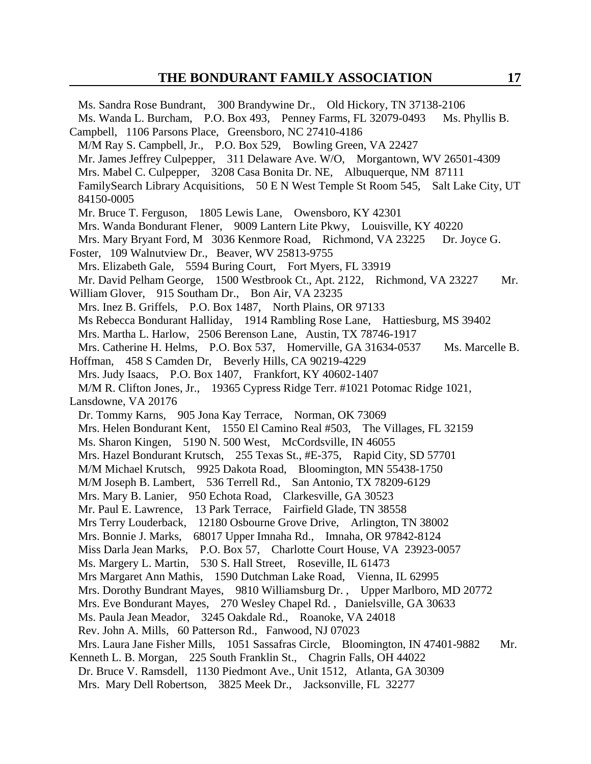Ms. Sandra Rose Bundrant, 300 Brandywine Dr., Old Hickory, TN 37138-2106

Ms. Wanda L. Burcham, P.O. Box 493, Penney Farms, FL 32079-0493

Ms. Phyllis B. Campbell, 1106 Parsons Place, Greensboro, NC 27410-4186

M/M Ray S. Campbell, Jr., P.O. Box 529, Bowling Green, VA 22427

Mr. James Jeffrey Culpepper, 311 Delaware Ave. W/O, Morgantown, WV 26501-4309

Mrs. Mabel C. Culpepper, 3208 Casa Bonita Dr. NE, Albuquerque, NM 87111

FamilySearch Library Acquisitions, 50 E N West Temple St Room 545, Salt Lake City, UT 84150-0005

Mr. Bruce T. Ferguson, 1805 Lewis Lane, Owensboro, KY 42301

Mrs. Wanda Bondurant Flener, 9009 Lantern Lite Pkwy, Louisville, KY 40220

Mrs. Mary Bryant Ford, M 3036 Kenmore Road, Richmond, VA 23225

Dr. Joyce G. Foster, 109 Walnutview Dr., Beaver, WV 25813-9755

Mrs. Elizabeth Gale, 5594 Buring Court, Fort Myers, FL 33919

Mr. David Pelham George, 1500 Westbrook Ct., Apt. 2122, Richmond, VA 23227

Mr. William Glover, 915 Southam Dr., Bon Air, VA 23235

Mrs. Inez B. Griffels, P.O. Box 1487, North Plains, OR 97133

Ms Rebecca Bondurant Halliday, 1914 Rambling Rose Lane, Hattiesburg, MS 39402

Mrs. Martha L. Harlow, 2506 Berenson Lane, Austin, TX 78746-1917

Mrs. Catherine H. Helms, P.O. Box 537, Homerville, GA 31634-0537

Ms. Marcelle B. Hoffman, 458 S Camden Dr, Beverly Hills, CA 90219-4229

Mrs. Judy Isaacs, P.O. Box 1407, Frankfort, KY 40602-1407

M/M R. Clifton Jones, Jr., 19365 Cypress Ridge Terr. #1021 Potomac Ridge 1021, Lansdowne, VA 20176

Dr. Tommy Karns, 905 Jona Kay Terrace, Norman, OK 73069

Mrs. Helen Bondurant Kent, 1550 El Camino Real #503, The Villages, FL 32159

Ms. Sharon Kingen, 5190 N. 500 West, McCordsville, IN 46055

Mrs. Hazel Bondurant Krutsch, 255 Texas St., #E-375, Rapid City, SD 57701

M/M Michael Krutsch, 9925 Dakota Road, Bloomington, MN 55438-1750

M/M Joseph B. Lambert, 536 Terrell Rd., San Antonio, TX 78209-6129

Mrs. Mary B. Lanier, 950 Echota Road, Clarkesville, GA 30523

Mr. Paul E. Lawrence, 13 Park Terrace, Fairfield Glade, TN 38558

Mrs Terry Louderback, 12180 Osbourne Grove Drive, Arlington, TN 38002

Mrs. Bonnie J. Marks, 68017 Upper Imnaha Rd., Imnaha, OR 97842-8124

Miss Darla Jean Marks, P.O. Box 57, Charlotte Court House, VA 23923-0057

Ms. Margery L. Martin, 530 S. Hall Street, Roseville, IL 61473

Mrs Margaret Ann Mathis, 1590 Dutchman Lake Road, Vienna, IL 62995

Mrs. Dorothy Bundrant Mayes, 9810 Williamsburg Dr. , Upper Marlboro, MD 20772

Mrs. Eve Bondurant Mayes, 270 Wesley Chapel Rd. , Danielsville, GA 30633

Ms. Paula Jean Meador, 3245 Oakdale Rd., Roanoke, VA 24018

Rev. John A. Mills, 60 Patterson Rd., Fanwood, NJ 07023

Mrs. Laura Jane Fisher Mills, 1051 Sassafras Circle, Bloomington, IN 47401-9882

Mr. Kenneth L. B. Morgan, 225 South Franklin St., Chagrin Falls, OH 44022

Dr. Bruce V. Ramsdell, 1130 Piedmont Ave., Unit 1512, Atlanta, GA 30309

Mrs. Mary Dell Robertson, 3825 Meek Dr., Jacksonville, FL 32277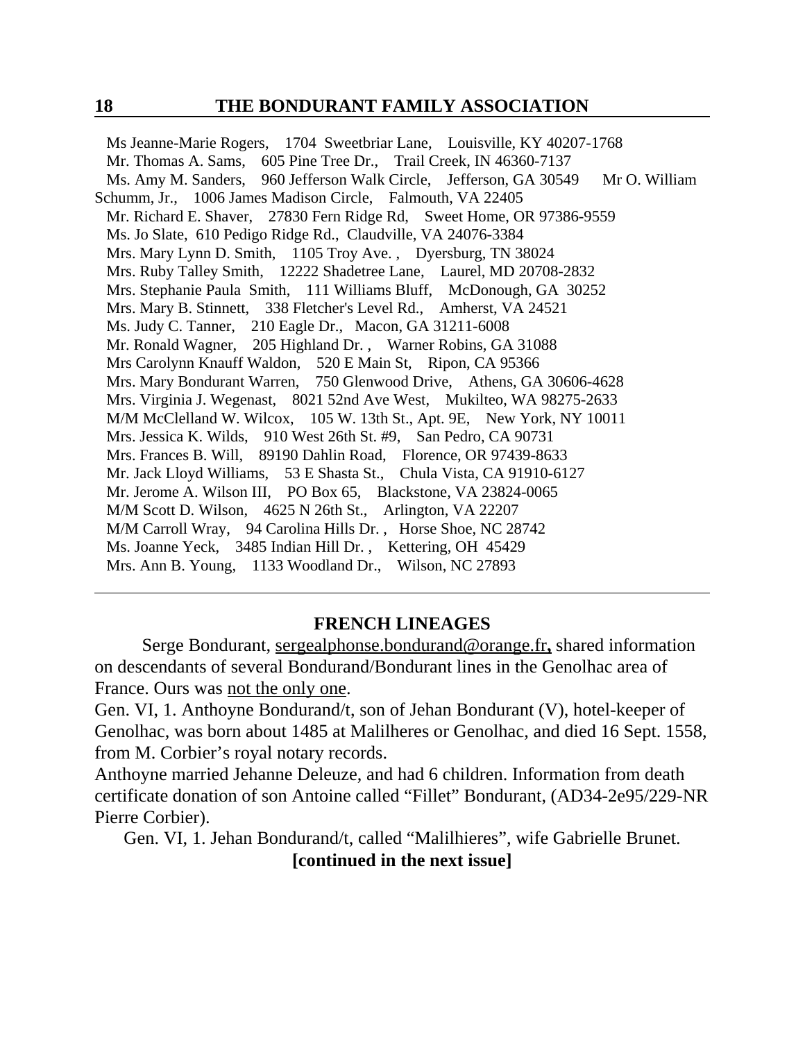Ms Jeanne-Marie Rogers, 1704 Sweetbriar Lane, Louisville, KY 40207-1768
Mr. Thomas A. Sams, 605 Pine Tree Dr., Trail Creek, IN 46360-7137
Ms. Amy M. Sanders, 960 Jefferson Walk Circle, Jefferson, GA 30549
Mr O. William Schumm, Jr., 1006 James Madison Circle, Falmouth, VA 22405
Mr. Richard E. Shaver, 27830 Fern Ridge Rd, Sweet Home, OR 97386-9559
Ms. Jo Slate, 610 Pedigo Ridge Rd., Claudville, VA 24076-3384
Mrs. Mary Lynn D. Smith, 1105 Troy Ave. , Dyersburg, TN 38024
Mrs. Ruby Talley Smith, 12222 Shadetree Lane, Laurel, MD 20708-2832
Mrs. Stephanie Paula Smith, 111 Williams Bluff, McDonough, GA 30252
Mrs. Mary B. Stinnett, 338 Fletcher's Level Rd., Amherst, VA 24521
Ms. Judy C. Tanner, 210 Eagle Dr., Macon, GA 31211-6008
Mr. Ronald Wagner, 205 Highland Dr. , Warner Robins, GA 31088
Mrs Carolynn Knauff Waldon, 520 E Main St, Ripon, CA 95366
Mrs. Mary Bondurant Warren, 750 Glenwood Drive, Athens, GA 30606-4628
Mrs. Virginia J. Wegenast, 8021 52nd Ave West, Mukilteo, WA 98275-2633
M/M McClelland W. Wilcox, 105 W. 13th St., Apt. 9E, New York, NY 10011
Mrs. Jessica K. Wilds, 910 West 26th St. #9, San Pedro, CA 90731
Mrs. Frances B. Will, 89190 Dahlin Road, Florence, OR 97439-8633
Mr. Jack Lloyd Williams, 53 E Shasta St., Chula Vista, CA 91910-6127
Mr. Jerome A. Wilson III, PO Box 65, Blackstone, VA 23824-0065
M/M Scott D. Wilson, 4625 N 26th St., Arlington, VA 22207
M/M Carroll Wray, 94 Carolina Hills Dr. , Horse Shoe, NC 28742
Ms. Joanne Yeck, 3485 Indian Hill Dr. , Kettering, OH 45429
Mrs. Ann B. Young, 1133 Woodland Dr., Wilson, NC 27893

---

## FRENCH LINEAGES

Serge Bondurant, sergealphonse.bondurand@orange.fr, shared information on descendants of several Bondurand/Bondurant lines in the Genolhac area of France. Ours was not the only one.

Gen. VI, 1. Anthoyne Bondurand/t, son of Jehan Bondurant (V), hotel-keeper of Genolhac, was born about 1485 at Malilheres or Genolhac, and died 16 Sept. 1558, from M. Corbier's royal notary records.

Anthoyne married Jehanne Deleuze, and had 6 children. Information from death certificate donation of son Antoine called "Fillet" Bondurant, (AD34-2e95/229-NR Pierre Corbier).

Gen. VI, 1. Jehan Bondurand/t, called "Malilhieres", wife Gabrielle Brunet.

**[continued in the next issue]**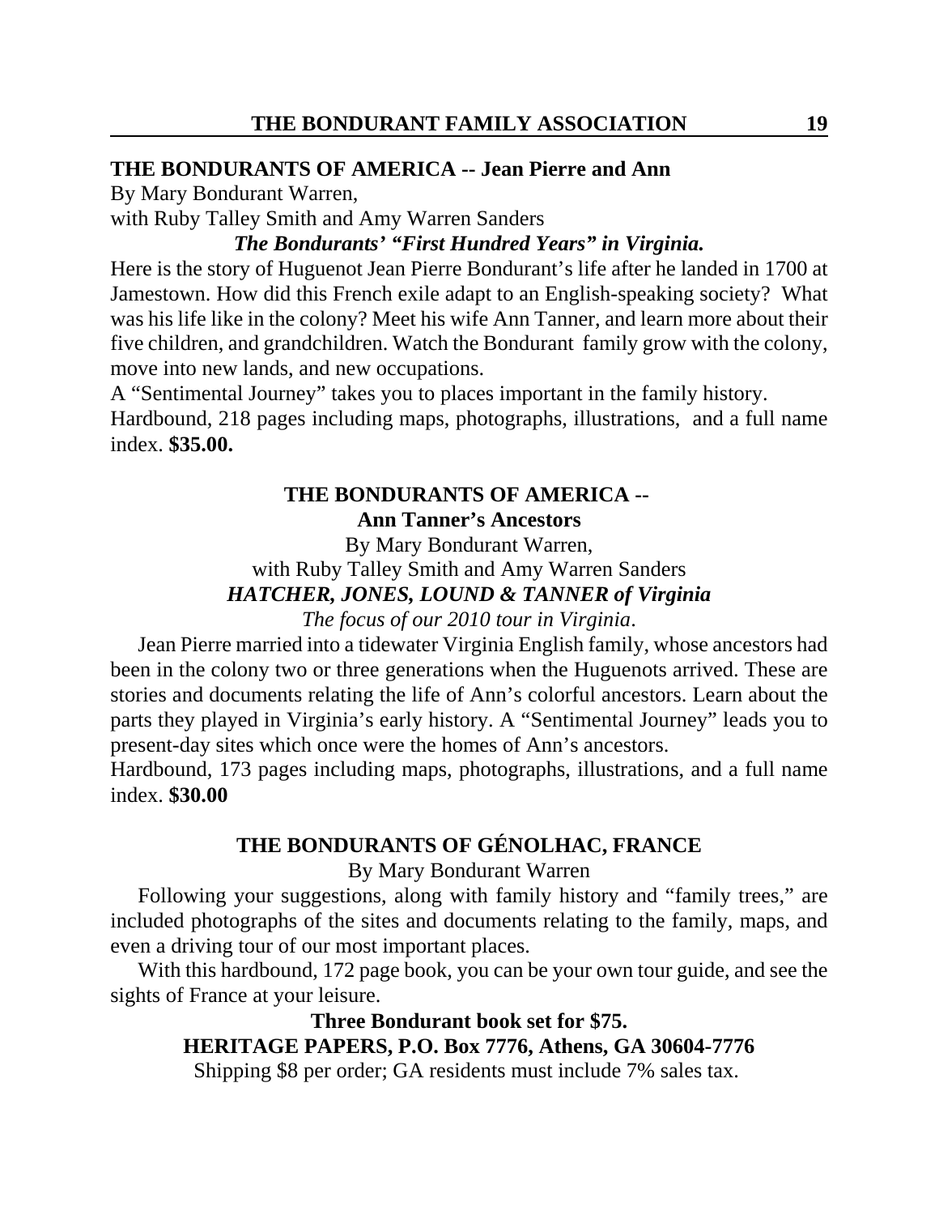## THE BONDURANTS OF AMERICA -- Jean Pierre and Ann

By Mary Bondurant Warren,
with Ruby Talley Smith and Amy Warren Sanders

***The Bondurants' "First Hundred Years" in Virginia.***

Here is the story of Huguenot Jean Pierre Bondurant's life after he landed in 1700 at Jamestown. How did this French exile adapt to an English-speaking society? What was his life like in the colony? Meet his wife Ann Tanner, and learn more about their five children, and grandchildren. Watch the Bondurant family grow with the colony, move into new lands, and new occupations.

A "Sentimental Journey" takes you to places important in the family history.

Hardbound, 218 pages including maps, photographs, illustrations, and a full name index. **$35.00.**

## THE BONDURANTS OF AMERICA -- Ann Tanner's Ancestors

By Mary Bondurant Warren,
with Ruby Talley Smith and Amy Warren Sanders

***HATCHER, JONES, LOUND & TANNER of Virginia***

*The focus of our 2010 tour in Virginia*.

Jean Pierre married into a tidewater Virginia English family, whose ancestors had been in the colony two or three generations when the Huguenots arrived. These are stories and documents relating the life of Ann's colorful ancestors. Learn about the parts they played in Virginia's early history. A "Sentimental Journey" leads you to present-day sites which once were the homes of Ann's ancestors.

Hardbound, 173 pages including maps, photographs, illustrations, and a full name index. **$30.00**

## THE BONDURANTS OF GÉNOLHAC, FRANCE

By Mary Bondurant Warren

Following your suggestions, along with family history and "family trees," are included photographs of the sites and documents relating to the family, maps, and even a driving tour of our most important places.

With this hardbound, 172 page book, you can be your own tour guide, and see the sights of France at your leisure.

**Three Bondurant book set for $75.**

**HERITAGE PAPERS, P.O. Box 7776, Athens, GA 30604-7776**

Shipping $8 per order; GA residents must include 7% sales tax.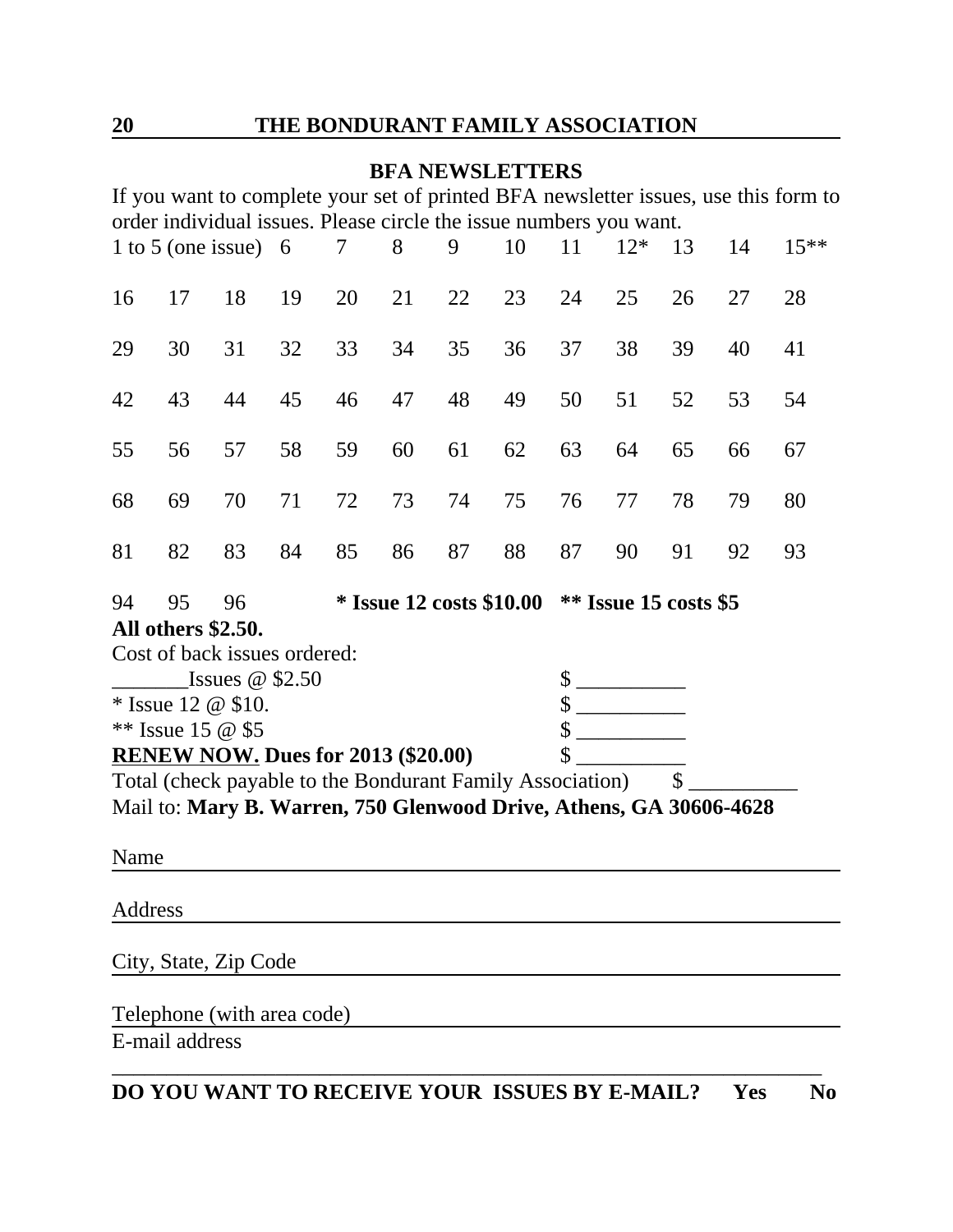## BFA NEWSLETTERS

If you want to complete your set of printed BFA newsletter issues, use this form to order individual issues. Please circle the issue numbers you want.

| | | | | | | | | | | | | |
|---|---|---|---|---|---|---|---|---|---|---|---|---|
| 1 to 5 (one issue) | | | 6 | 7 | 8 | 9 | 10 | 11 | 12* | 13 | 14 | 15** |
| 16 | 17 | 18 | 19 | 20 | 21 | 22 | 23 | 24 | 25 | 26 | 27 | 28 |
| 29 | 30 | 31 | 32 | 33 | 34 | 35 | 36 | 37 | 38 | 39 | 40 | 41 |
| 42 | 43 | 44 | 45 | 46 | 47 | 48 | 49 | 50 | 51 | 52 | 53 | 54 |
| 55 | 56 | 57 | 58 | 59 | 60 | 61 | 62 | 63 | 64 | 65 | 66 | 67 |
| 68 | 69 | 70 | 71 | 72 | 73 | 74 | 75 | 76 | 77 | 78 | 79 | 80 |
| 81 | 82 | 83 | 84 | 85 | 86 | 87 | 88 | 87 | 90 | 91 | 92 | 93 |
| 94 | 95 | 96 | | | | | | | | | | |

**\* Issue 12 costs $10.00** **\*\* Issue 15 costs $5**

**All others $2.50.**

Cost of back issues ordered:

_______Issues @ $2.50 $ __________

* Issue 12 @ $10. $ __________

** Issue 15 @ $5 $ __________

**<u>RENEW NOW.</u> Dues for 2013 ($20.00)** $ __________

Total (check payable to the Bondurant Family Association) $ __________

Mail to: **Mary B. Warren, 750 Glenwood Drive, Athens, GA 30606-4628**

Name ______________________________________________

Address ____________________________________________

City, State, Zip Code ________________________________

Telephone (with area code) ___________________________

E-mail address

______________________________________________

**DO YOU WANT TO RECEIVE YOUR ISSUES BY E-MAIL? Yes No**